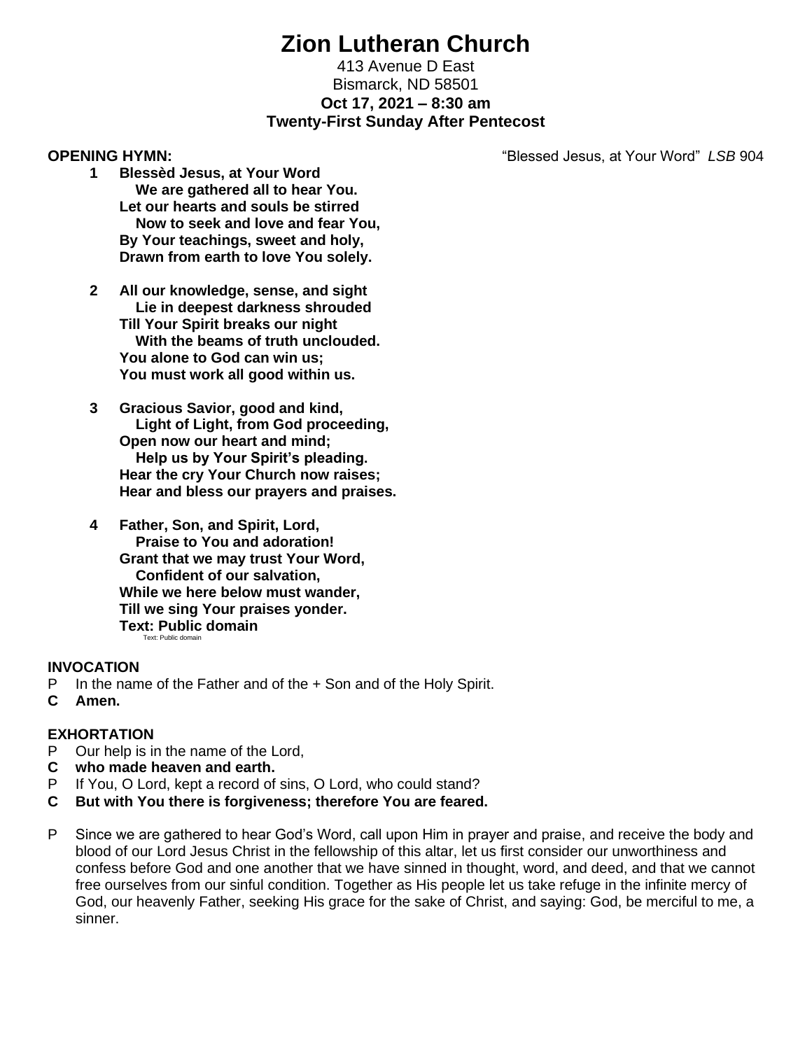# Zion Lutheran Church

413 Avenue D East
Bismarck, ND 58501
**Oct 17, 2021 – 8:30 am**
**Twenty-First Sunday After Pentecost**

**OPENING HYMN:** "Blessed Jesus, at Your Word" *LSB* 904

**1 Blessèd Jesus, at Your Word**
**We are gathered all to hear You.**
**Let our hearts and souls be stirred**
**Now to seek and love and fear You,**
**By Your teachings, sweet and holy,**
**Drawn from earth to love You solely.**

**2 All our knowledge, sense, and sight**
**Lie in deepest darkness shrouded**
**Till Your Spirit breaks our night**
**With the beams of truth unclouded.**
**You alone to God can win us;**
**You must work all good within us.**

**3 Gracious Savior, good and kind,**
**Light of Light, from God proceeding,**
**Open now our heart and mind;**
**Help us by Your Spirit's pleading.**
**Hear the cry Your Church now raises;**
**Hear and bless our prayers and praises.**

**4 Father, Son, and Spirit, Lord,**
**Praise to You and adoration!**
**Grant that we may trust Your Word,**
**Confident of our salvation,**
**While we here below must wander,**
**Till we sing Your praises yonder.**
**Text: Public domain**
Text: Public domain

**INVOCATION**

P In the name of the Father and of the + Son and of the Holy Spirit.
**C Amen.**

**EXHORTATION**

P Our help is in the name of the Lord,
**C who made heaven and earth.**
P If You, O Lord, kept a record of sins, O Lord, who could stand?
**C But with You there is forgiveness; therefore You are feared.**

P Since we are gathered to hear God's Word, call upon Him in prayer and praise, and receive the body and blood of our Lord Jesus Christ in the fellowship of this altar, let us first consider our unworthiness and confess before God and one another that we have sinned in thought, word, and deed, and that we cannot free ourselves from our sinful condition. Together as His people let us take refuge in the infinite mercy of God, our heavenly Father, seeking His grace for the sake of Christ, and saying: God, be merciful to me, a sinner.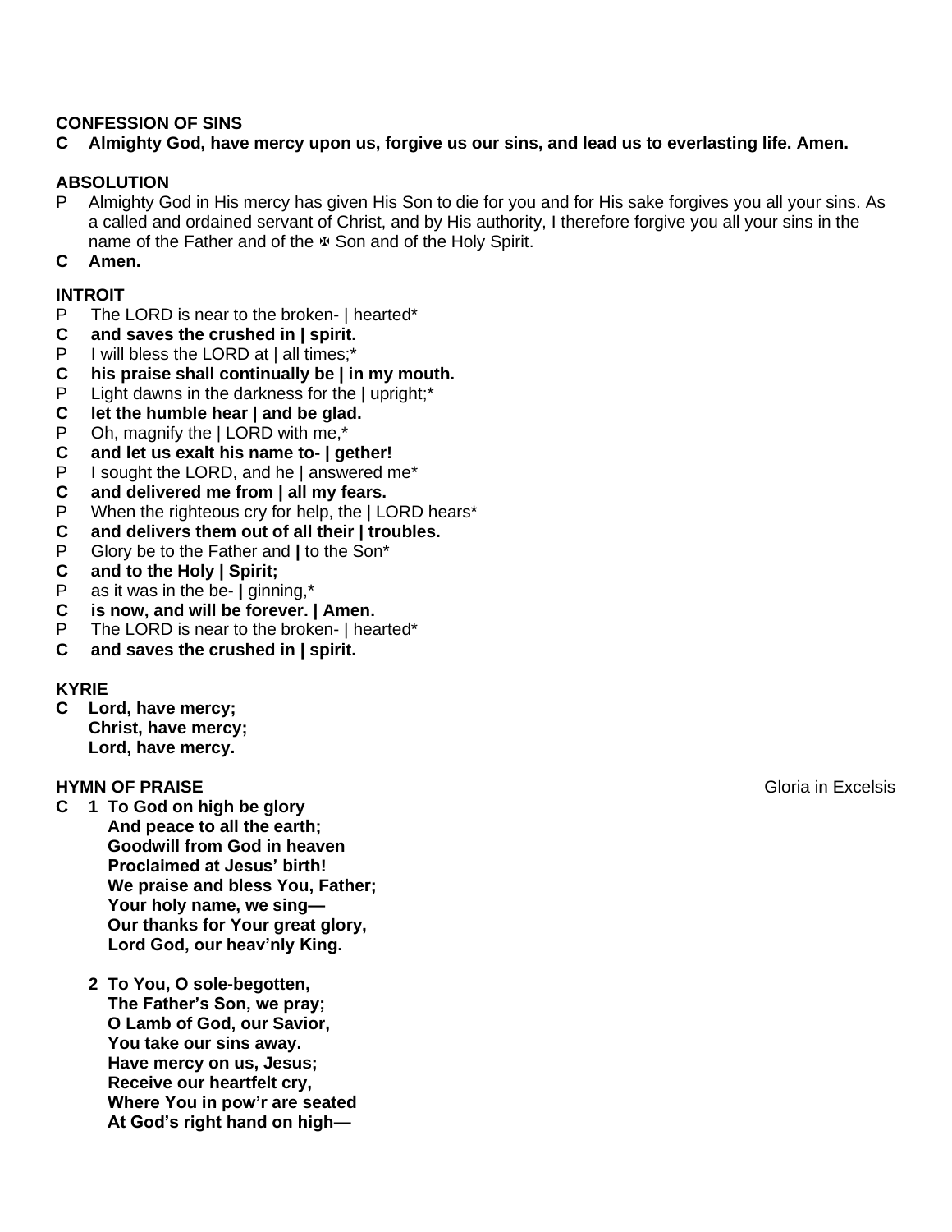**CONFESSION OF SINS**

**C Almighty God, have mercy upon us, forgive us our sins, and lead us to everlasting life. Amen.**

**ABSOLUTION**

P Almighty God in His mercy has given His Son to die for you and for His sake forgives you all your sins. As a called and ordained servant of Christ, and by His authority, I therefore forgive you all your sins in the name of the Father and of the ✠ Son and of the Holy Spirit.

**C Amen.**

**INTROIT**

P The LORD is near to the broken- | hearted*
**C and saves the crushed in | spirit.**
P I will bless the LORD at | all times;*
**C his praise shall continually be | in my mouth.**
P Light dawns in the darkness for the | upright;*
**C let the humble hear | and be glad.**
P Oh, magnify the | LORD with me,*
**C and let us exalt his name to- | gether!**
P I sought the LORD, and he | answered me*
**C and delivered me from | all my fears.**
P When the righteous cry for help, the | LORD hears*
**C and delivers them out of all their | troubles.**
P Glory be to the Father and | to the Son*
**C and to the Holy | Spirit;**
P as it was in the be- | ginning,*
**C is now, and will be forever. | Amen.**
P The LORD is near to the broken- | hearted*
**C and saves the crushed in | spirit.**

**KYRIE**

**C Lord, have mercy;**
**Christ, have mercy;**
**Lord, have mercy.**

**HYMN OF PRAISE** Gloria in Excelsis

**C 1 To God on high be glory**
**And peace to all the earth;**
**Goodwill from God in heaven**
**Proclaimed at Jesus' birth!**
**We praise and bless You, Father;**
**Your holy name, we sing—**
**Our thanks for Your great glory,**
**Lord God, our heav'nly King.**

**2 To You, O sole-begotten,**
**The Father's Son, we pray;**
**O Lamb of God, our Savior,**
**You take our sins away.**
**Have mercy on us, Jesus;**
**Receive our heartfelt cry,**
**Where You in pow'r are seated**
**At God's right hand on high—**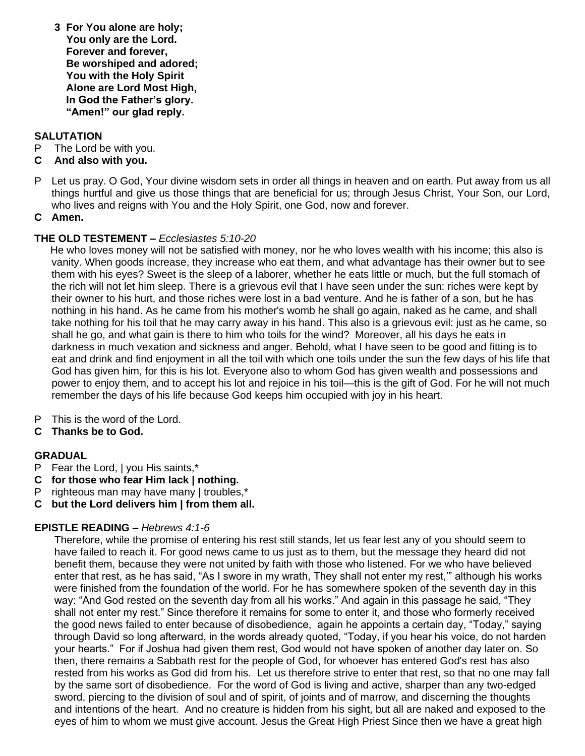**3 For You alone are holy;**
**You only are the Lord.**
**Forever and forever,**
**Be worshiped and adored;**
**You with the Holy Spirit**
**Alone are Lord Most High,**
**In God the Father's glory.**
**"Amen!" our glad reply.**

**SALUTATION**

P The Lord be with you.

**C And also with you.**

P Let us pray. O God, Your divine wisdom sets in order all things in heaven and on earth. Put away from us all things hurtful and give us those things that are beneficial for us; through Jesus Christ, Your Son, our Lord, who lives and reigns with You and the Holy Spirit, one God, now and forever.

**C Amen.**

**THE OLD TESTEMENT –** *Ecclesiastes 5:10-20*

He who loves money will not be satisfied with money, nor he who loves wealth with his income; this also is vanity. When goods increase, they increase who eat them, and what advantage has their owner but to see them with his eyes? Sweet is the sleep of a laborer, whether he eats little or much, but the full stomach of the rich will not let him sleep. There is a grievous evil that I have seen under the sun: riches were kept by their owner to his hurt, and those riches were lost in a bad venture. And he is father of a son, but he has nothing in his hand. As he came from his mother's womb he shall go again, naked as he came, and shall take nothing for his toil that he may carry away in his hand. This also is a grievous evil: just as he came, so shall he go, and what gain is there to him who toils for the wind? Moreover, all his days he eats in darkness in much vexation and sickness and anger. Behold, what I have seen to be good and fitting is to eat and drink and find enjoyment in all the toil with which one toils under the sun the few days of his life that God has given him, for this is his lot. Everyone also to whom God has given wealth and possessions and power to enjoy them, and to accept his lot and rejoice in his toil—this is the gift of God. For he will not much remember the days of his life because God keeps him occupied with joy in his heart.

P This is the word of the Lord.

**C Thanks be to God.**

**GRADUAL**

P Fear the Lord, | you His saints,*

**C for those who fear Him lack | nothing.**

P righteous man may have many | troubles,*

**C but the Lord delivers him | from them all.**

**EPISTLE READING –** *Hebrews 4:1-6*

Therefore, while the promise of entering his rest still stands, let us fear lest any of you should seem to have failed to reach it. For good news came to us just as to them, but the message they heard did not benefit them, because they were not united by faith with those who listened. For we who have believed enter that rest, as he has said, "As I swore in my wrath, They shall not enter my rest,'" although his works were finished from the foundation of the world. For he has somewhere spoken of the seventh day in this way: "And God rested on the seventh day from all his works." And again in this passage he said, "They shall not enter my rest." Since therefore it remains for some to enter it, and those who formerly received the good news failed to enter because of disobedience, again he appoints a certain day, "Today," saying through David so long afterward, in the words already quoted, "Today, if you hear his voice, do not harden your hearts." For if Joshua had given them rest, God would not have spoken of another day later on. So then, there remains a Sabbath rest for the people of God, for whoever has entered God's rest has also rested from his works as God did from his. Let us therefore strive to enter that rest, so that no one may fall by the same sort of disobedience. For the word of God is living and active, sharper than any two-edged sword, piercing to the division of soul and of spirit, of joints and of marrow, and discerning the thoughts and intentions of the heart. And no creature is hidden from his sight, but all are naked and exposed to the eyes of him to whom we must give account. Jesus the Great High Priest Since then we have a great high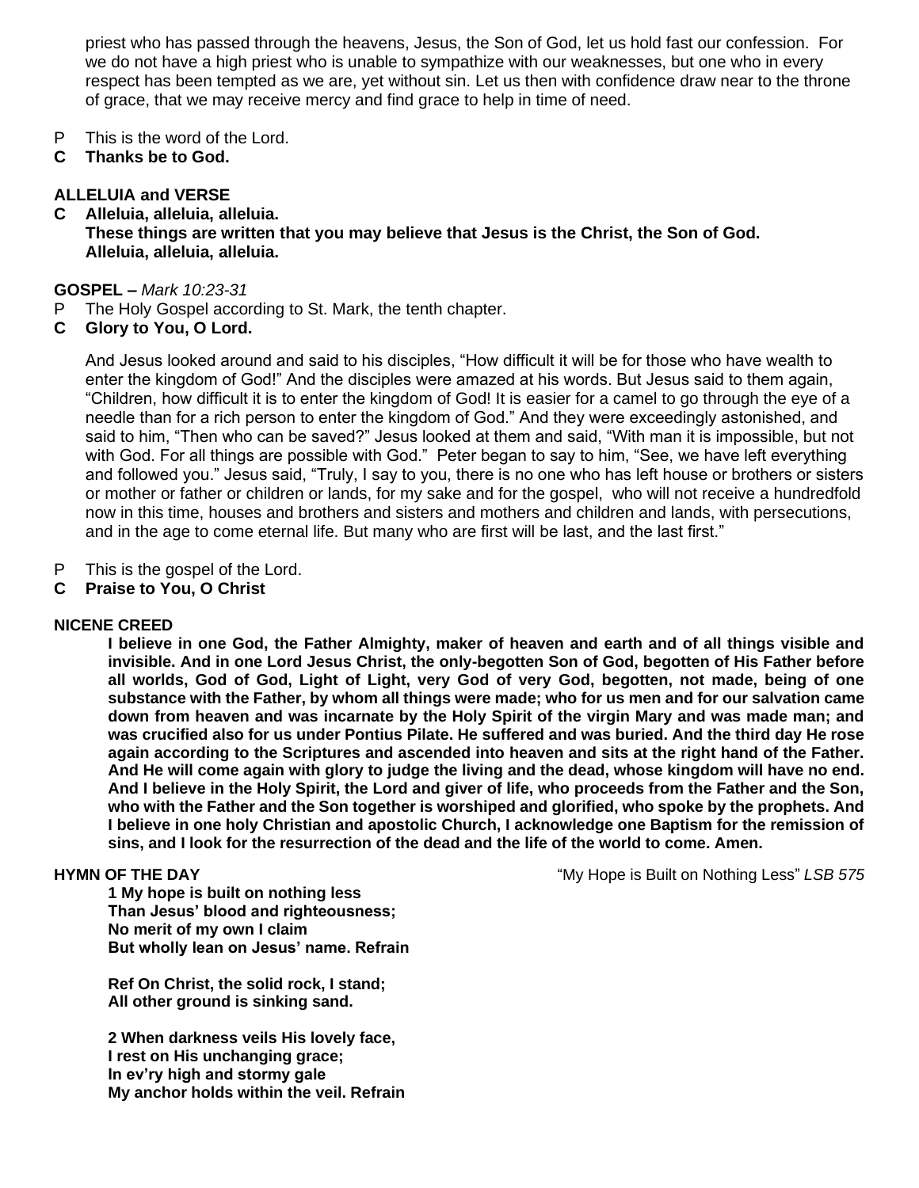priest who has passed through the heavens, Jesus, the Son of God, let us hold fast our confession. For we do not have a high priest who is unable to sympathize with our weaknesses, but one who in every respect has been tempted as we are, yet without sin. Let us then with confidence draw near to the throne of grace, that we may receive mercy and find grace to help in time of need.

P This is the word of the Lord.
**C Thanks be to God.**

**ALLELUIA and VERSE**

**C Alleluia, alleluia, alleluia.**
**These things are written that you may believe that Jesus is the Christ, the Son of God.**
**Alleluia, alleluia, alleluia.**

**GOSPEL –** *Mark 10:23-31*

P The Holy Gospel according to St. Mark, the tenth chapter.
**C Glory to You, O Lord.**

And Jesus looked around and said to his disciples, "How difficult it will be for those who have wealth to enter the kingdom of God!" And the disciples were amazed at his words. But Jesus said to them again, "Children, how difficult it is to enter the kingdom of God! It is easier for a camel to go through the eye of a needle than for a rich person to enter the kingdom of God." And they were exceedingly astonished, and said to him, "Then who can be saved?" Jesus looked at them and said, "With man it is impossible, but not with God. For all things are possible with God." Peter began to say to him, "See, we have left everything and followed you." Jesus said, "Truly, I say to you, there is no one who has left house or brothers or sisters or mother or father or children or lands, for my sake and for the gospel, who will not receive a hundredfold now in this time, houses and brothers and sisters and mothers and children and lands, with persecutions, and in the age to come eternal life. But many who are first will be last, and the last first."

P This is the gospel of the Lord.
**C Praise to You, O Christ**

**NICENE CREED**

**I believe in one God, the Father Almighty, maker of heaven and earth and of all things visible and invisible. And in one Lord Jesus Christ, the only-begotten Son of God, begotten of His Father before all worlds, God of God, Light of Light, very God of very God, begotten, not made, being of one substance with the Father, by whom all things were made; who for us men and for our salvation came down from heaven and was incarnate by the Holy Spirit of the virgin Mary and was made man; and was crucified also for us under Pontius Pilate. He suffered and was buried. And the third day He rose again according to the Scriptures and ascended into heaven and sits at the right hand of the Father. And He will come again with glory to judge the living and the dead, whose kingdom will have no end. And I believe in the Holy Spirit, the Lord and giver of life, who proceeds from the Father and the Son, who with the Father and the Son together is worshiped and glorified, who spoke by the prophets. And I believe in one holy Christian and apostolic Church, I acknowledge one Baptism for the remission of sins, and I look for the resurrection of the dead and the life of the world to come. Amen.**

**HYMN OF THE DAY** "My Hope is Built on Nothing Less" *LSB 575*

**1 My hope is built on nothing less**
**Than Jesus' blood and righteousness;**
**No merit of my own I claim**
**But wholly lean on Jesus' name. Refrain**

**Ref On Christ, the solid rock, I stand;**
**All other ground is sinking sand.**

**2 When darkness veils His lovely face,**
**I rest on His unchanging grace;**
**In ev'ry high and stormy gale**
**My anchor holds within the veil. Refrain**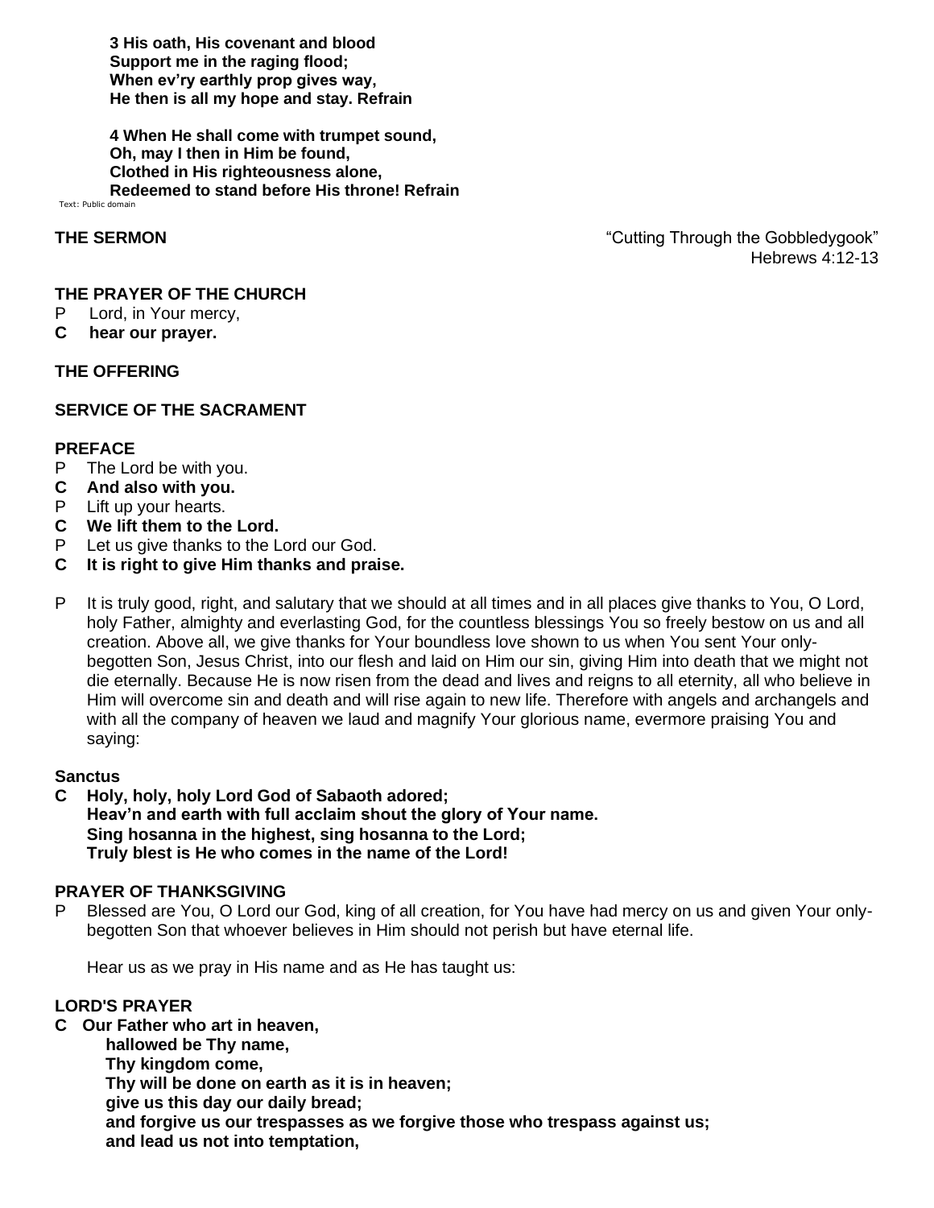**3 His oath, His covenant and blood**
**Support me in the raging flood;**
**When ev'ry earthly prop gives way,**
**He then is all my hope and stay. Refrain**

**4 When He shall come with trumpet sound,**
**Oh, may I then in Him be found,**
**Clothed in His righteousness alone,**
**Redeemed to stand before His throne! Refrain**

Text: Public domain

**THE SERMON** "Cutting Through the Gobbledygook"
Hebrews 4:12-13

**THE PRAYER OF THE CHURCH**

P Lord, in Your mercy,
**C hear our prayer.**

**THE OFFERING**

**SERVICE OF THE SACRAMENT**

**PREFACE**

P The Lord be with you.
**C And also with you.**
P Lift up your hearts.
**C We lift them to the Lord.**
P Let us give thanks to the Lord our God.
**C It is right to give Him thanks and praise.**

P It is truly good, right, and salutary that we should at all times and in all places give thanks to You, O Lord, holy Father, almighty and everlasting God, for the countless blessings You so freely bestow on us and all creation. Above all, we give thanks for Your boundless love shown to us when You sent Your only-begotten Son, Jesus Christ, into our flesh and laid on Him our sin, giving Him into death that we might not die eternally. Because He is now risen from the dead and lives and reigns to all eternity, all who believe in Him will overcome sin and death and will rise again to new life. Therefore with angels and archangels and with all the company of heaven we laud and magnify Your glorious name, evermore praising You and saying:

**Sanctus**

**C Holy, holy, holy Lord God of Sabaoth adored;**
**Heav'n and earth with full acclaim shout the glory of Your name.**
**Sing hosanna in the highest, sing hosanna to the Lord;**
**Truly blest is He who comes in the name of the Lord!**

**PRAYER OF THANKSGIVING**

P Blessed are You, O Lord our God, king of all creation, for You have had mercy on us and given Your only-begotten Son that whoever believes in Him should not perish but have eternal life.

Hear us as we pray in His name and as He has taught us:

**LORD'S PRAYER**

**C Our Father who art in heaven,**
**hallowed be Thy name,**
**Thy kingdom come,**
**Thy will be done on earth as it is in heaven;**
**give us this day our daily bread;**
**and forgive us our trespasses as we forgive those who trespass against us;**
**and lead us not into temptation,**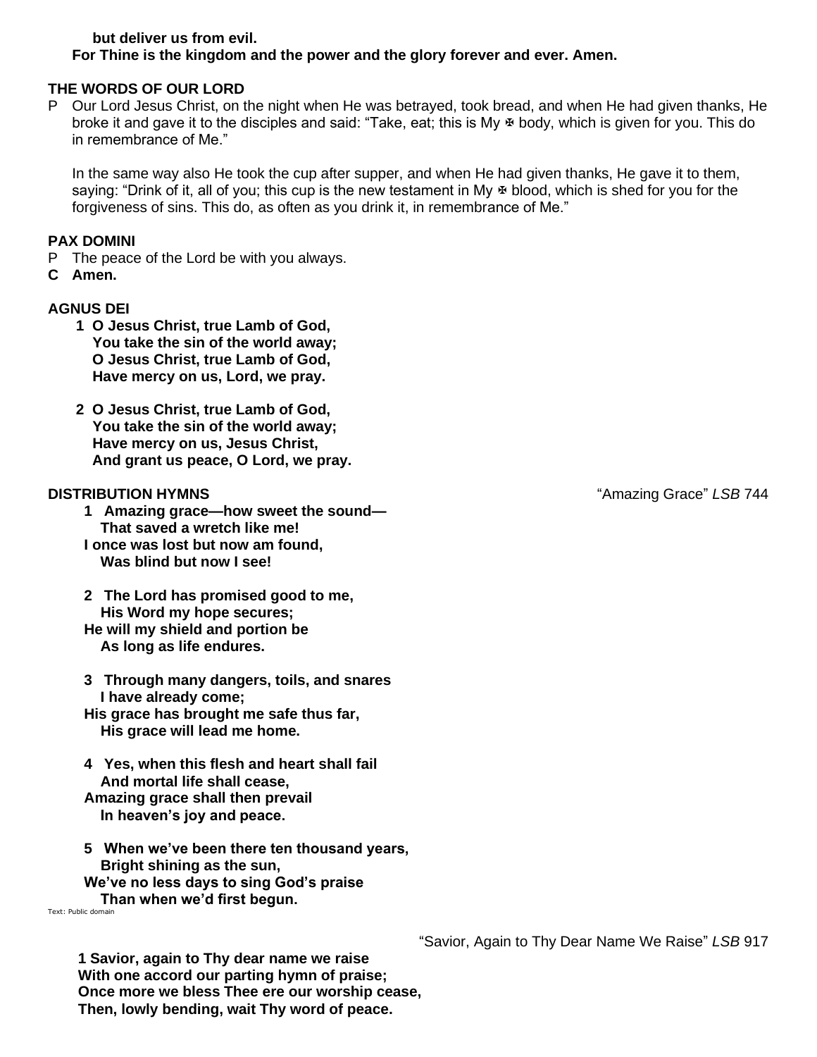**but deliver us from evil.**
**For Thine is the kingdom and the power and the glory forever and ever. Amen.**

### THE WORDS OF OUR LORD

P Our Lord Jesus Christ, on the night when He was betrayed, took bread, and when He had given thanks, He broke it and gave it to the disciples and said: "Take, eat; this is My ✠ body, which is given for you. This do in remembrance of Me."

In the same way also He took the cup after supper, and when He had given thanks, He gave it to them, saying: "Drink of it, all of you; this cup is the new testament in My ✠ blood, which is shed for you for the forgiveness of sins. This do, as often as you drink it, in remembrance of Me."

### PAX DOMINI

P The peace of the Lord be with you always.
**C Amen.**

### AGNUS DEI

**1 O Jesus Christ, true Lamb of God,**
**You take the sin of the world away;**
**O Jesus Christ, true Lamb of God,**
**Have mercy on us, Lord, we pray.**

**2 O Jesus Christ, true Lamb of God,**
**You take the sin of the world away;**
**Have mercy on us, Jesus Christ,**
**And grant us peace, O Lord, we pray.**

### DISTRIBUTION HYMNS

"Amazing Grace" *LSB* 744

**1 Amazing grace—how sweet the sound—**
**That saved a wretch like me!**
**I once was lost but now am found,**
**Was blind but now I see!**

**2 The Lord has promised good to me,**
**His Word my hope secures;**
**He will my shield and portion be**
**As long as life endures.**

**3 Through many dangers, toils, and snares**
**I have already come;**
**His grace has brought me safe thus far,**
**His grace will lead me home.**

**4 Yes, when this flesh and heart shall fail**
**And mortal life shall cease,**
**Amazing grace shall then prevail**
**In heaven's joy and peace.**

**5 When we've been there ten thousand years,**
**Bright shining as the sun,**
**We've no less days to sing God's praise**
**Than when we'd first begun.**

Text: Public domain

"Savior, Again to Thy Dear Name We Raise" *LSB* 917

**1 Savior, again to Thy dear name we raise**
**With one accord our parting hymn of praise;**
**Once more we bless Thee ere our worship cease,**
**Then, lowly bending, wait Thy word of peace.**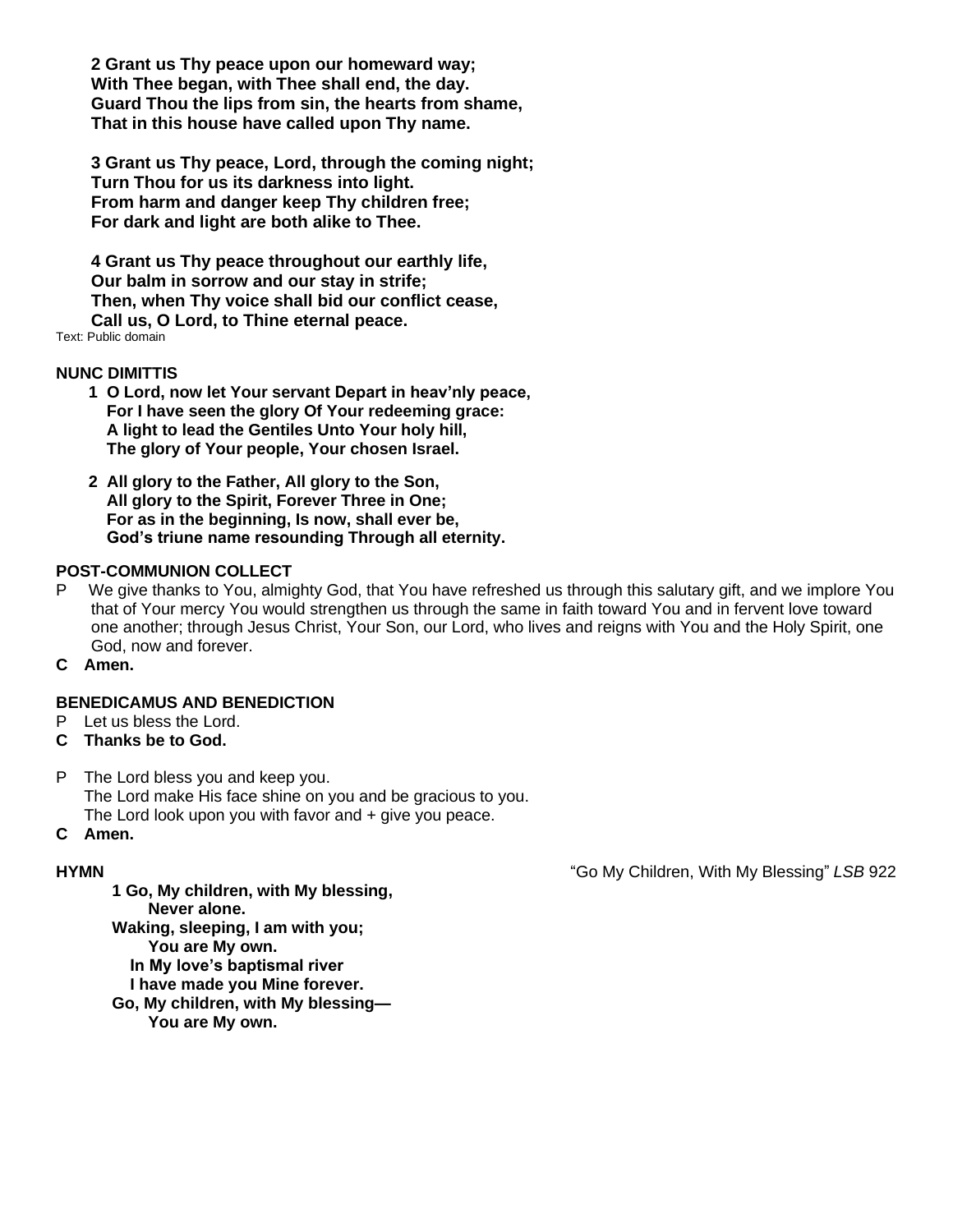**2 Grant us Thy peace upon our homeward way;**
**With Thee began, with Thee shall end, the day.**
**Guard Thou the lips from sin, the hearts from shame,**
**That in this house have called upon Thy name.**

**3 Grant us Thy peace, Lord, through the coming night;**
**Turn Thou for us its darkness into light.**
**From harm and danger keep Thy children free;**
**For dark and light are both alike to Thee.**

**4 Grant us Thy peace throughout our earthly life,**
**Our balm in sorrow and our stay in strife;**
**Then, when Thy voice shall bid our conflict cease,**
**Call us, O Lord, to Thine eternal peace.**

Text: Public domain

**NUNC DIMITTIS**

**1 O Lord, now let Your servant Depart in heav'nly peace,**
**For I have seen the glory Of Your redeeming grace:**
**A light to lead the Gentiles Unto Your holy hill,**
**The glory of Your people, Your chosen Israel.**

**2 All glory to the Father, All glory to the Son,**
**All glory to the Spirit, Forever Three in One;**
**For as in the beginning, Is now, shall ever be,**
**God's triune name resounding Through all eternity.**

**POST-COMMUNION COLLECT**

P We give thanks to You, almighty God, that You have refreshed us through this salutary gift, and we implore You that of Your mercy You would strengthen us through the same in faith toward You and in fervent love toward one another; through Jesus Christ, Your Son, our Lord, who lives and reigns with You and the Holy Spirit, one God, now and forever.

**C Amen.**

**BENEDICAMUS AND BENEDICTION**

P Let us bless the Lord.

**C Thanks be to God.**

P The Lord bless you and keep you.
The Lord make His face shine on you and be gracious to you.
The Lord look upon you with favor and + give you peace.

**C Amen.**

**HYMN** "Go My Children, With My Blessing" *LSB* 922

**1 Go, My children, with My blessing,**
**Never alone.**
**Waking, sleeping, I am with you;**
**You are My own.**
**In My love's baptismal river**
**I have made you Mine forever.**
**Go, My children, with My blessing—**
**You are My own.**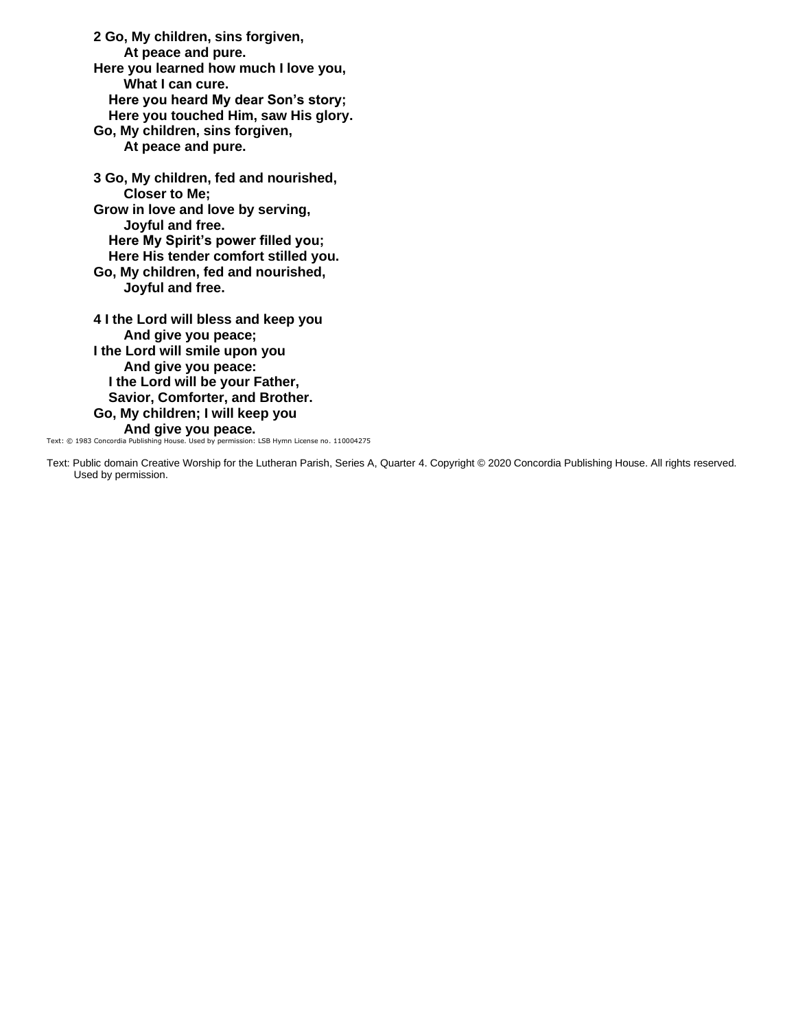**2 Go, My children, sins forgiven,**
**At peace and pure.**
**Here you learned how much I love you,**
**What I can cure.**
**Here you heard My dear Son's story;**
**Here you touched Him, saw His glory.**
**Go, My children, sins forgiven,**
**At peace and pure.**

**3 Go, My children, fed and nourished,**
**Closer to Me;**
**Grow in love and love by serving,**
**Joyful and free.**
**Here My Spirit's power filled you;**
**Here His tender comfort stilled you.**
**Go, My children, fed and nourished,**
**Joyful and free.**

**4 I the Lord will bless and keep you**
**And give you peace;**
**I the Lord will smile upon you**
**And give you peace:**
**I the Lord will be your Father,**
**Savior, Comforter, and Brother.**
**Go, My children; I will keep you**
**And give you peace.**

Text: © 1983 Concordia Publishing House. Used by permission: LSB Hymn License no. 110004275

Text: Public domain Creative Worship for the Lutheran Parish, Series A, Quarter 4. Copyright © 2020 Concordia Publishing House. All rights reserved. Used by permission.